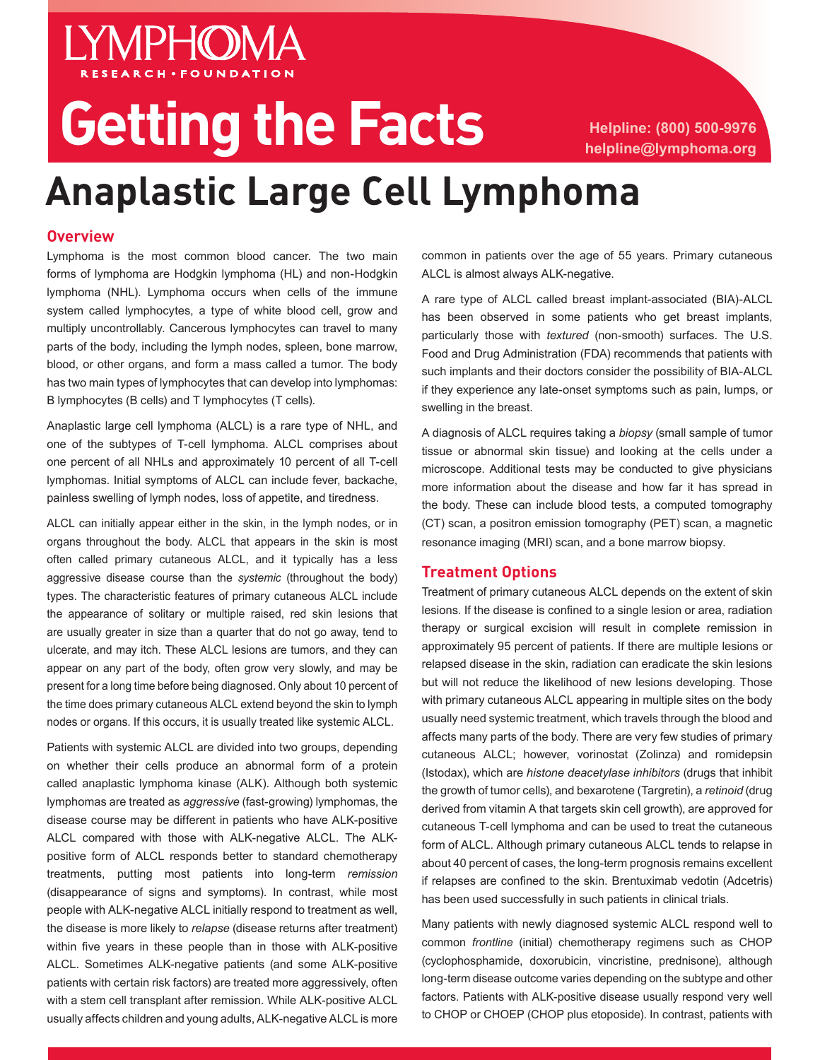# Getting the Facts

Helpline: (800) 500-9976
helpline@lymphoma.org

# Anaplastic Large Cell Lymphoma

## Overview

Lymphoma is the most common blood cancer. The two main forms of lymphoma are Hodgkin lymphoma (HL) and non-Hodgkin lymphoma (NHL). Lymphoma occurs when cells of the immune system called lymphocytes, a type of white blood cell, grow and multiply uncontrollably. Cancerous lymphocytes can travel to many parts of the body, including the lymph nodes, spleen, bone marrow, blood, or other organs, and form a mass called a tumor. The body has two main types of lymphocytes that can develop into lymphomas: B lymphocytes (B cells) and T lymphocytes (T cells).

Anaplastic large cell lymphoma (ALCL) is a rare type of NHL, and one of the subtypes of T-cell lymphoma. ALCL comprises about one percent of all NHLs and approximately 10 percent of all T-cell lymphomas. Initial symptoms of ALCL can include fever, backache, painless swelling of lymph nodes, loss of appetite, and tiredness.

ALCL can initially appear either in the skin, in the lymph nodes, or in organs throughout the body. ALCL that appears in the skin is most often called primary cutaneous ALCL, and it typically has a less aggressive disease course than the *systemic* (throughout the body) types. The characteristic features of primary cutaneous ALCL include the appearance of solitary or multiple raised, red skin lesions that are usually greater in size than a quarter that do not go away, tend to ulcerate, and may itch. These ALCL lesions are tumors, and they can appear on any part of the body, often grow very slowly, and may be present for a long time before being diagnosed. Only about 10 percent of the time does primary cutaneous ALCL extend beyond the skin to lymph nodes or organs. If this occurs, it is usually treated like systemic ALCL.

Patients with systemic ALCL are divided into two groups, depending on whether their cells produce an abnormal form of a protein called anaplastic lymphoma kinase (ALK). Although both systemic lymphomas are treated as *aggressive* (fast-growing) lymphomas, the disease course may be different in patients who have ALK-positive ALCL compared with those with ALK-negative ALCL. The ALK-positive form of ALCL responds better to standard chemotherapy treatments, putting most patients into long-term *remission* (disappearance of signs and symptoms). In contrast, while most people with ALK-negative ALCL initially respond to treatment as well, the disease is more likely to *relapse* (disease returns after treatment) within five years in these people than in those with ALK-positive ALCL. Sometimes ALK-negative patients (and some ALK-positive patients with certain risk factors) are treated more aggressively, often with a stem cell transplant after remission. While ALK-positive ALCL usually affects children and young adults, ALK-negative ALCL is more common in patients over the age of 55 years. Primary cutaneous ALCL is almost always ALK-negative.

A rare type of ALCL called breast implant-associated (BIA)-ALCL has been observed in some patients who get breast implants, particularly those with *textured* (non-smooth) surfaces. The U.S. Food and Drug Administration (FDA) recommends that patients with such implants and their doctors consider the possibility of BIA-ALCL if they experience any late-onset symptoms such as pain, lumps, or swelling in the breast.

A diagnosis of ALCL requires taking a *biopsy* (small sample of tumor tissue or abnormal skin tissue) and looking at the cells under a microscope. Additional tests may be conducted to give physicians more information about the disease and how far it has spread in the body. These can include blood tests, a computed tomography (CT) scan, a positron emission tomography (PET) scan, a magnetic resonance imaging (MRI) scan, and a bone marrow biopsy.

## Treatment Options

Treatment of primary cutaneous ALCL depends on the extent of skin lesions. If the disease is confined to a single lesion or area, radiation therapy or surgical excision will result in complete remission in approximately 95 percent of patients. If there are multiple lesions or relapsed disease in the skin, radiation can eradicate the skin lesions but will not reduce the likelihood of new lesions developing. Those with primary cutaneous ALCL appearing in multiple sites on the body usually need systemic treatment, which travels through the blood and affects many parts of the body. There are very few studies of primary cutaneous ALCL; however, vorinostat (Zolinza) and romidepsin (Istodax), which are *histone deacetylase inhibitors* (drugs that inhibit the growth of tumor cells), and bexarotene (Targretin), a *retinoid* (drug derived from vitamin A that targets skin cell growth), are approved for cutaneous T-cell lymphoma and can be used to treat the cutaneous form of ALCL. Although primary cutaneous ALCL tends to relapse in about 40 percent of cases, the long-term prognosis remains excellent if relapses are confined to the skin. Brentuximab vedotin (Adcetris) has been used successfully in such patients in clinical trials.

Many patients with newly diagnosed systemic ALCL respond well to common *frontline* (initial) chemotherapy regimens such as CHOP (cyclophosphamide, doxorubicin, vincristine, prednisone), although long-term disease outcome varies depending on the subtype and other factors. Patients with ALK-positive disease usually respond very well to CHOP or CHOEP (CHOP plus etoposide). In contrast, patients with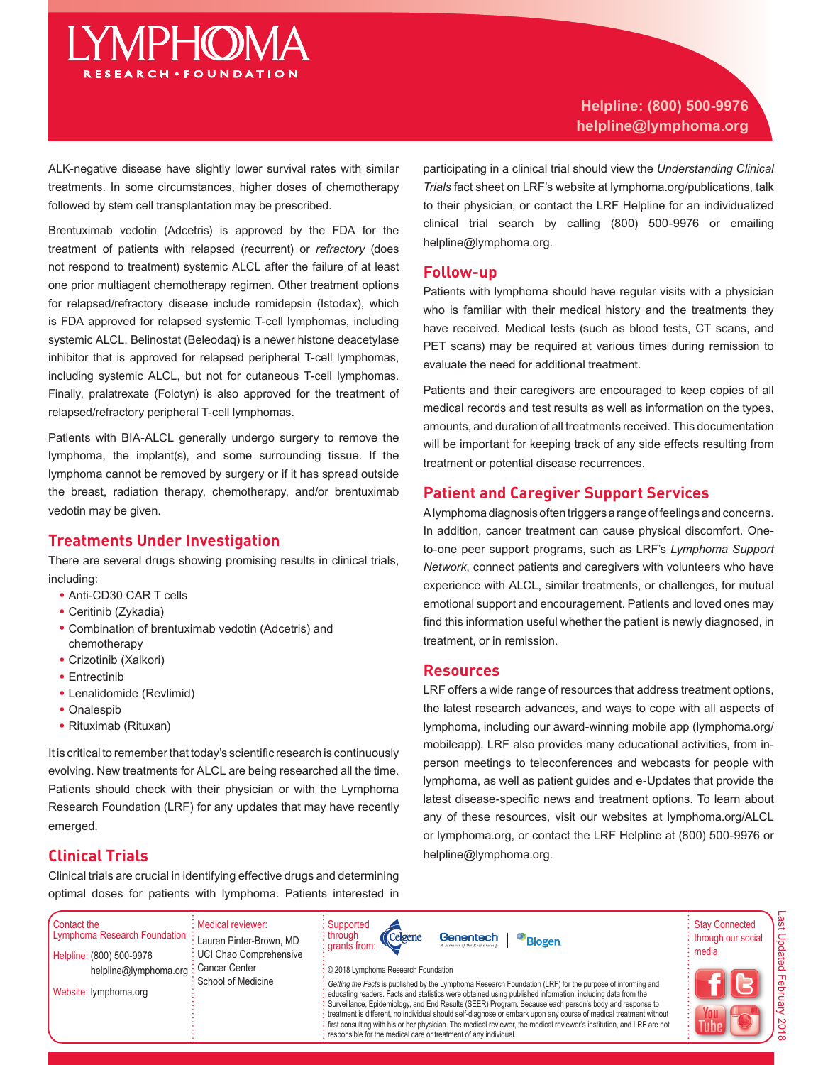ALK-negative disease have slightly lower survival rates with similar treatments. In some circumstances, higher doses of chemotherapy followed by stem cell transplantation may be prescribed.

Brentuximab vedotin (Adcetris) is approved by the FDA for the treatment of patients with relapsed (recurrent) or *refractory* (does not respond to treatment) systemic ALCL after the failure of at least one prior multiagent chemotherapy regimen. Other treatment options for relapsed/refractory disease include romidepsin (Istodax), which is FDA approved for relapsed systemic T-cell lymphomas, including systemic ALCL. Belinostat (Beleodaq) is a newer histone deacetylase inhibitor that is approved for relapsed peripheral T-cell lymphomas, including systemic ALCL, but not for cutaneous T-cell lymphomas. Finally, pralatrexate (Folotyn) is also approved for the treatment of relapsed/refractory peripheral T-cell lymphomas.

Patients with BIA-ALCL generally undergo surgery to remove the lymphoma, the implant(s), and some surrounding tissue. If the lymphoma cannot be removed by surgery or if it has spread outside the breast, radiation therapy, chemotherapy, and/or brentuximab vedotin may be given.

## Treatments Under Investigation

There are several drugs showing promising results in clinical trials, including:

- Anti-CD30 CAR T cells
- Ceritinib (Zykadia)
- Combination of brentuximab vedotin (Adcetris) and chemotherapy
- Crizotinib (Xalkori)
- Entrectinib
- Lenalidomide (Revlimid)
- Onalespib
- Rituximab (Rituxan)

It is critical to remember that today's scientific research is continuously evolving. New treatments for ALCL are being researched all the time. Patients should check with their physician or with the Lymphoma Research Foundation (LRF) for any updates that may have recently emerged.

## Clinical Trials

Clinical trials are crucial in identifying effective drugs and determining optimal doses for patients with lymphoma. Patients interested in participating in a clinical trial should view the *Understanding Clinical Trials* fact sheet on LRF's website at lymphoma.org/publications, talk to their physician, or contact the LRF Helpline for an individualized clinical trial search by calling (800) 500-9976 or emailing helpline@lymphoma.org.

## Follow-up

Patients with lymphoma should have regular visits with a physician who is familiar with their medical history and the treatments they have received. Medical tests (such as blood tests, CT scans, and PET scans) may be required at various times during remission to evaluate the need for additional treatment.

Patients and their caregivers are encouraged to keep copies of all medical records and test results as well as information on the types, amounts, and duration of all treatments received. This documentation will be important for keeping track of any side effects resulting from treatment or potential disease recurrences.

## Patient and Caregiver Support Services

A lymphoma diagnosis often triggers a range of feelings and concerns. In addition, cancer treatment can cause physical discomfort. One-to-one peer support programs, such as LRF's *Lymphoma Support Network*, connect patients and caregivers with volunteers who have experience with ALCL, similar treatments, or challenges, for mutual emotional support and encouragement. Patients and loved ones may find this information useful whether the patient is newly diagnosed, in treatment, or in remission.

## Resources

LRF offers a wide range of resources that address treatment options, the latest research advances, and ways to cope with all aspects of lymphoma, including our award-winning mobile app (lymphoma.org/mobileapp). LRF also provides many educational activities, from in-person meetings to teleconferences and webcasts for people with lymphoma, as well as patient guides and e-Updates that provide the latest disease-specific news and treatment options. To learn about any of these resources, visit our websites at lymphoma.org/ALCL or lymphoma.org, or contact the LRF Helpline at (800) 500-9976 or helpline@lymphoma.org.

Contact the Lymphoma Research Foundation

Helpline: (800) 500-9976
helpline@lymphoma.org

Website: lymphoma.org

Medical reviewer:
Lauren Pinter-Brown, MD
UCI Chao Comprehensive Cancer Center
School of Medicine

Supported through grants from: Celgene, Genentech, Biogen

© 2018 Lymphoma Research Foundation

*Getting the Facts* is published by the Lymphoma Research Foundation (LRF) for the purpose of informing and educating readers. Facts and statistics were obtained using published information, including data from the Surveillance, Epidemiology, and End Results (SEER) Program. Because each person's body and response to treatment is different, no individual should self-diagnose or embark upon any course of medical treatment without first consulting with his or her physician. The medical reviewer, the medical reviewer's institution, and LRF are not responsible for the medical care or treatment of any individual.

Stay Connected through our social media

Last Updated February 2018